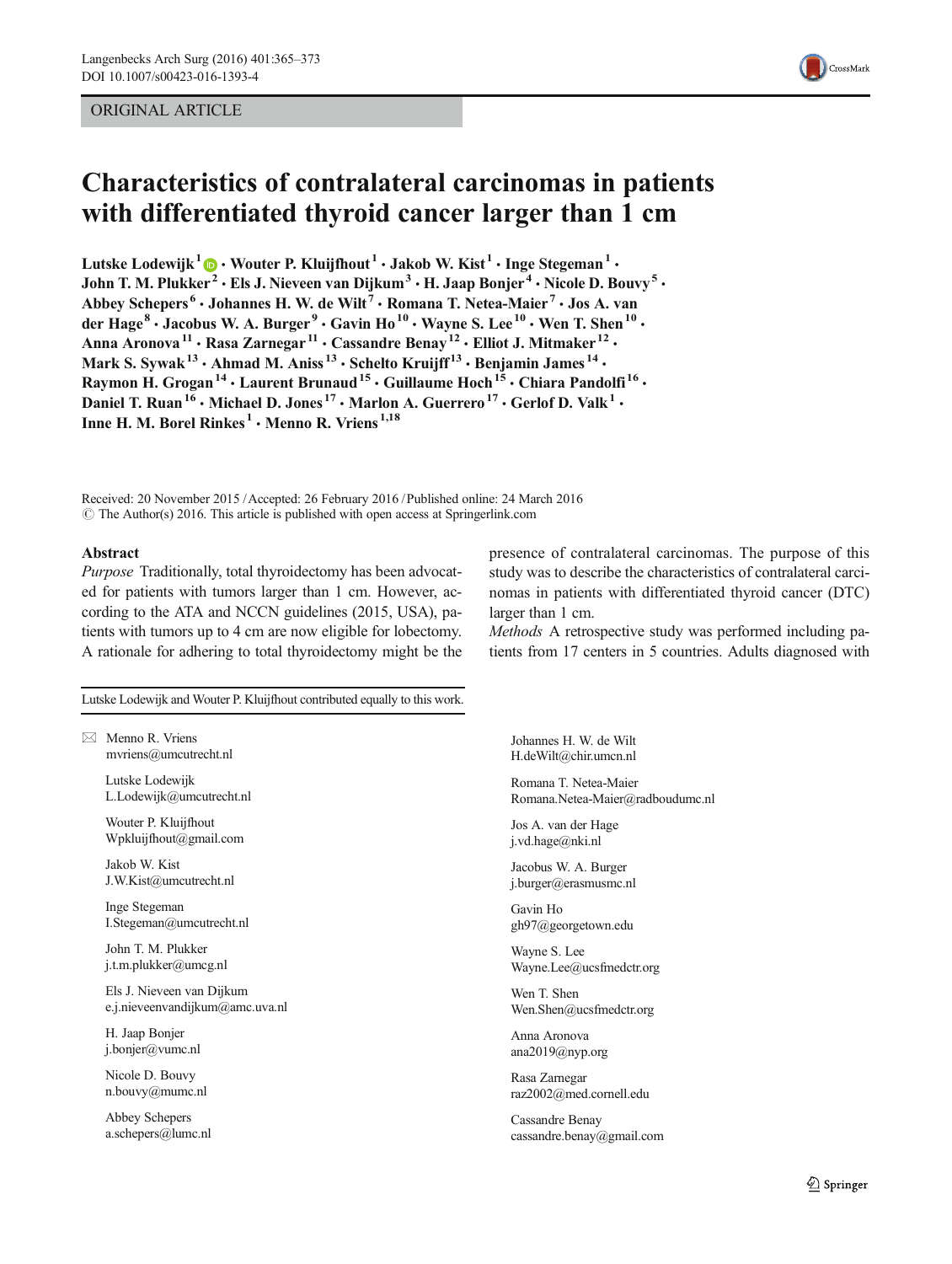ORIGINAL ARTICLE

# Characteristics of contralateral carcinomas in patients with differentiated thyroid cancer larger than 1 cm

**Lutske Lodewijk[1] · Wouter P. Kluijfhout[1] · Jakob W. Kist[1] · Inge Stegeman[1] · John T. M. Plukker[2] · Els J. Nieveen van Dijkum[3] · H. Jaap Bonjer[4] · Nicole D. Bouvy[5] · Abbey Schepers[6] · Johannes H. W. de Wilt[7] · Romana T. Netea-Maier[7] · Jos A. van der Hage[8] · Jacobus W. A. Burger[9] · Gavin Ho[10] · Wayne S. Lee[10] · Wen T. Shen[10] · Anna Aronova[11] · Rasa Zarnegar[11] · Cassandre Benay[12] · Elliot J. Mitmaker[12] · Mark S. Sywak[13] · Ahmad M. Aniss[13] · Schelto Kruijff[13] · Benjamin James[14] · Raymon H. Grogan[14] · Laurent Brunaud[15] · Guillaume Hoch[15] · Chiara Pandolfi[16] · Daniel T. Ruan[16] · Michael D. Jones[17] · Marlon A. Guerrero[17] · Gerlof D. Valk[1] · Inne H. M. Borel Rinkes[1] · Menno R. Vriens[1,18]**

Received: 20 November 2015 / Accepted: 26 February 2016 / Published online: 24 March 2016
© The Author(s) 2016. This article is published with open access at Springerlink.com

## Abstract

*Purpose* Traditionally, total thyroidectomy has been advocated for patients with tumors larger than 1 cm. However, according to the ATA and NCCN guidelines (2015, USA), patients with tumors up to 4 cm are now eligible for lobectomy. A rationale for adhering to total thyroidectomy might be the presence of contralateral carcinomas. The purpose of this study was to describe the characteristics of contralateral carcinomas in patients with differentiated thyroid cancer (DTC) larger than 1 cm.

*Methods* A retrospective study was performed including patients from 17 centers in 5 countries. Adults diagnosed with

Lutske Lodewijk and Wouter P. Kluijfhout contributed equally to this work.

✉ Menno R. Vriens
mvriens@umcutrecht.nl

Lutske Lodewijk
L.Lodewijk@umcutrecht.nl

Wouter P. Kluijfhout
Wpkluijfhout@gmail.com

Jakob W. Kist
J.W.Kist@umcutrecht.nl

Inge Stegeman
I.Stegeman@umcutrecht.nl

John T. M. Plukker
j.t.m.plukker@umcg.nl

Els J. Nieveen van Dijkum
e.j.nieveenvandijkum@amc.uva.nl

H. Jaap Bonjer
j.bonjer@vumc.nl

Nicole D. Bouvy
n.bouvy@mumc.nl

Abbey Schepers
a.schepers@lumc.nl

Johannes H. W. de Wilt
H.deWilt@chir.umcn.nl

Romana T. Netea-Maier
Romana.Netea-Maier@radboudumc.nl

Jos A. van der Hage
j.vd.hage@nki.nl

Jacobus W. A. Burger
j.burger@erasmusmc.nl

Gavin Ho
gh97@georgetown.edu

Wayne S. Lee
Wayne.Lee@ucsfmedctr.org

Wen T. Shen
Wen.Shen@ucsfmedctr.org

Anna Aronova
ana2019@nyp.org

Rasa Zarnegar
raz2002@med.cornell.edu

Cassandre Benay
cassandre.benay@gmail.com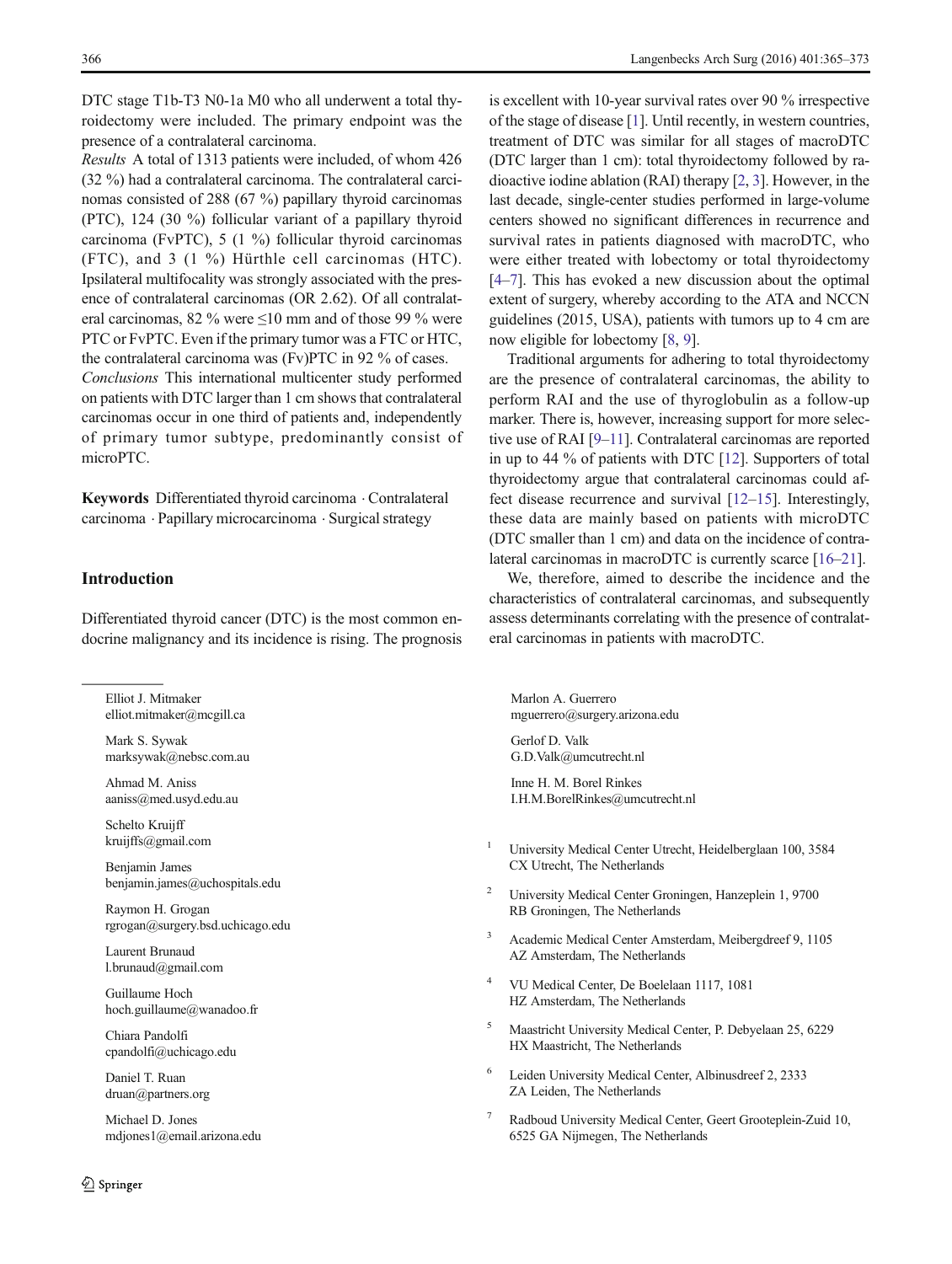DTC stage T1b-T3 N0-1a M0 who all underwent a total thyroidectomy were included. The primary endpoint was the presence of a contralateral carcinoma.

*Results* A total of 1313 patients were included, of whom 426 (32 %) had a contralateral carcinoma. The contralateral carcinomas consisted of 288 (67 %) papillary thyroid carcinomas (PTC), 124 (30 %) follicular variant of a papillary thyroid carcinoma (FvPTC), 5 (1 %) follicular thyroid carcinomas (FTC), and 3 (1 %) Hürthle cell carcinomas (HTC). Ipsilateral multifocality was strongly associated with the presence of contralateral carcinomas (OR 2.62). Of all contralateral carcinomas, 82 % were ≤10 mm and of those 99 % were PTC or FvPTC. Even if the primary tumor was a FTC or HTC, the contralateral carcinoma was (Fv)PTC in 92 % of cases.

*Conclusions* This international multicenter study performed on patients with DTC larger than 1 cm shows that contralateral carcinomas occur in one third of patients and, independently of primary tumor subtype, predominantly consist of microPTC.

**Keywords** Differentiated thyroid carcinoma · Contralateral carcinoma · Papillary microcarcinoma · Surgical strategy

## Introduction

Differentiated thyroid cancer (DTC) is the most common endocrine malignancy and its incidence is rising. The prognosis is excellent with 10-year survival rates over 90 % irrespective of the stage of disease [1]. Until recently, in western countries, treatment of DTC was similar for all stages of macroDTC (DTC larger than 1 cm): total thyroidectomy followed by radioactive iodine ablation (RAI) therapy [2, 3]. However, in the last decade, single-center studies performed in large-volume centers showed no significant differences in recurrence and survival rates in patients diagnosed with macroDTC, who were either treated with lobectomy or total thyroidectomy [4–7]. This has evoked a new discussion about the optimal extent of surgery, whereby according to the ATA and NCCN guidelines (2015, USA), patients with tumors up to 4 cm are now eligible for lobectomy [8, 9].

Traditional arguments for adhering to total thyroidectomy are the presence of contralateral carcinomas, the ability to perform RAI and the use of thyroglobulin as a follow-up marker. There is, however, increasing support for more selective use of RAI [9–11]. Contralateral carcinomas are reported in up to 44 % of patients with DTC [12]. Supporters of total thyroidectomy argue that contralateral carcinomas could affect disease recurrence and survival [12–15]. Interestingly, these data are mainly based on patients with microDTC (DTC smaller than 1 cm) and data on the incidence of contralateral carcinomas in macroDTC is currently scarce [16–21].

We, therefore, aimed to describe the incidence and the characteristics of contralateral carcinomas, and subsequently assess determinants correlating with the presence of contralateral carcinomas in patients with macroDTC.

---

Elliot J. Mitmaker
elliot.mitmaker@mcgill.ca

Mark S. Sywak
marksywak@nebsc.com.au

Ahmad M. Aniss
aaniss@med.usyd.edu.au

Schelto Kruijff
kruijffs@gmail.com

Benjamin James
benjamin.james@uchospitals.edu

Raymon H. Grogan
rgrogan@surgery.bsd.uchicago.edu

Laurent Brunaud
l.brunaud@gmail.com

Guillaume Hoch
hoch.guillaume@wanadoo.fr

Chiara Pandolfi
cpandolfi@uchicago.edu

Daniel T. Ruan
druan@partners.org

Michael D. Jones
mdjones1@email.arizona.edu

Marlon A. Guerrero
mguerrero@surgery.arizona.edu

Gerlof D. Valk
G.D.Valk@umcutrecht.nl

Inne H. M. Borel Rinkes
I.H.M.BorelRinkes@umcutrecht.nl

[1] University Medical Center Utrecht, Heidelberglaan 100, 3584 CX Utrecht, The Netherlands

[2] University Medical Center Groningen, Hanzeplein 1, 9700 RB Groningen, The Netherlands

[3] Academic Medical Center Amsterdam, Meibergdreef 9, 1105 AZ Amsterdam, The Netherlands

[4] VU Medical Center, De Boelelaan 1117, 1081 HZ Amsterdam, The Netherlands

[5] Maastricht University Medical Center, P. Debyelaan 25, 6229 HX Maastricht, The Netherlands

[6] Leiden University Medical Center, Albinusdreef 2, 2333 ZA Leiden, The Netherlands

[7] Radboud University Medical Center, Geert Grooteplein-Zuid 10, 6525 GA Nijmegen, The Netherlands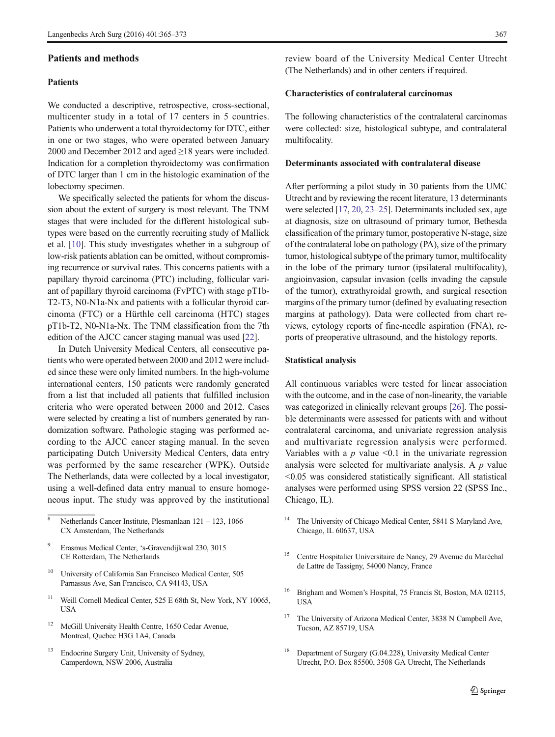## Patients and methods

### Patients

We conducted a descriptive, retrospective, cross-sectional, multicenter study in a total of 17 centers in 5 countries. Patients who underwent a total thyroidectomy for DTC, either in one or two stages, who were operated between January 2000 and December 2012 and aged ≥18 years were included. Indication for a completion thyroidectomy was confirmation of DTC larger than 1 cm in the histologic examination of the lobectomy specimen.

We specifically selected the patients for whom the discussion about the extent of surgery is most relevant. The TNM stages that were included for the different histological subtypes were based on the currently recruiting study of Mallick et al. [10]. This study investigates whether in a subgroup of low-risk patients ablation can be omitted, without compromising recurrence or survival rates. This concerns patients with a papillary thyroid carcinoma (PTC) including, follicular variant of papillary thyroid carcinoma (FvPTC) with stage pT1b-T2-T3, N0-N1a-Nx and patients with a follicular thyroid carcinoma (FTC) or a Hürthle cell carcinoma (HTC) stages pT1b-T2, N0-N1a-Nx. The TNM classification from the 7th edition of the AJCC cancer staging manual was used [22].

In Dutch University Medical Centers, all consecutive patients who were operated between 2000 and 2012 were included since these were only limited numbers. In the high-volume international centers, 150 patients were randomly generated from a list that included all patients that fulfilled inclusion criteria who were operated between 2000 and 2012. Cases were selected by creating a list of numbers generated by randomization software. Pathologic staging was performed according to the AJCC cancer staging manual. In the seven participating Dutch University Medical Centers, data entry was performed by the same researcher (WPK). Outside The Netherlands, data were collected by a local investigator, using a well-defined data entry manual to ensure homogeneous input. The study was approved by the institutional review board of the University Medical Center Utrecht (The Netherlands) and in other centers if required.

### Characteristics of contralateral carcinomas

The following characteristics of the contralateral carcinomas were collected: size, histological subtype, and contralateral multifocality.

### Determinants associated with contralateral disease

After performing a pilot study in 30 patients from the UMC Utrecht and by reviewing the recent literature, 13 determinants were selected [17, 20, 23–25]. Determinants included sex, age at diagnosis, size on ultrasound of primary tumor, Bethesda classification of the primary tumor, postoperative N-stage, size of the contralateral lobe on pathology (PA), size of the primary tumor, histological subtype of the primary tumor, multifocality in the lobe of the primary tumor (ipsilateral multifocality), angioinvasion, capsular invasion (cells invading the capsule of the tumor), extrathyroidal growth, and surgical resection margins of the primary tumor (defined by evaluating resection margins at pathology). Data were collected from chart reviews, cytology reports of fine-needle aspiration (FNA), reports of preoperative ultrasound, and the histology reports.

### Statistical analysis

All continuous variables were tested for linear association with the outcome, and in the case of non-linearity, the variable was categorized in clinically relevant groups [26]. The possible determinants were assessed for patients with and without contralateral carcinoma, and univariate regression analysis and multivariate regression analysis were performed. Variables with a $p$ value <0.1 in the univariate regression analysis were selected for multivariate analysis. A $p$ value <0.05 was considered statistically significant. All statistical analyses were performed using SPSS version 22 (SPSS Inc., Chicago, IL).

---

[8] Netherlands Cancer Institute, Plesmanlaan 121 – 123, 1066 CX Amsterdam, The Netherlands

[9] Erasmus Medical Center, 's-Gravendijkwal 230, 3015 CE Rotterdam, The Netherlands

[10] University of California San Francisco Medical Center, 505 Parnassus Ave, San Francisco, CA 94143, USA

[11] Weill Cornell Medical Center, 525 E 68th St, New York, NY 10065, USA

[12] McGill University Health Centre, 1650 Cedar Avenue, Montreal, Quebec H3G 1A4, Canada

[13] Endocrine Surgery Unit, University of Sydney, Camperdown, NSW 2006, Australia

[14] The University of Chicago Medical Center, 5841 S Maryland Ave, Chicago, IL 60637, USA

[15] Centre Hospitalier Universitaire de Nancy, 29 Avenue du Maréchal de Lattre de Tassigny, 54000 Nancy, France

[16] Brigham and Women's Hospital, 75 Francis St, Boston, MA 02115, USA

[17] The University of Arizona Medical Center, 3838 N Campbell Ave, Tucson, AZ 85719, USA

[18] Department of Surgery (G.04.228), University Medical Center Utrecht, P.O. Box 85500, 3508 GA Utrecht, The Netherlands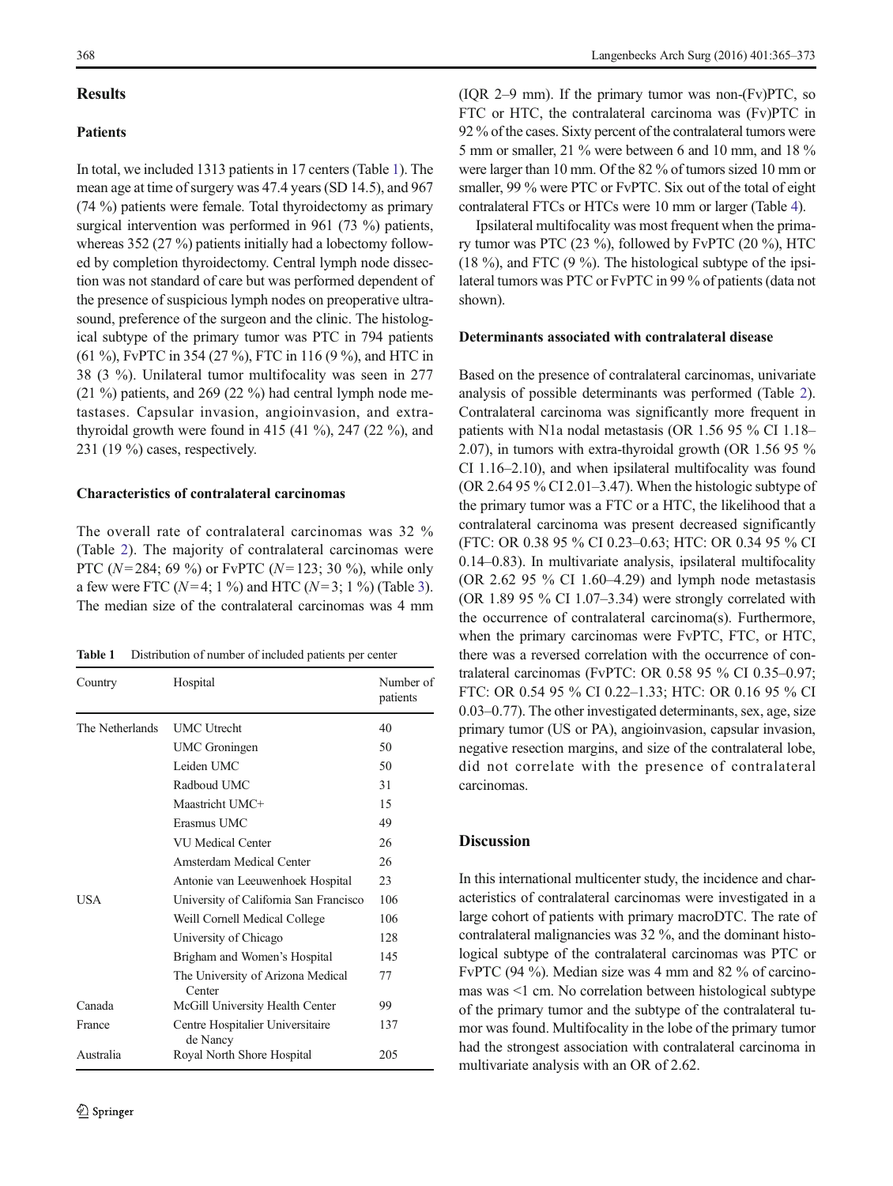## Results

### Patients

In total, we included 1313 patients in 17 centers (Table 1). The mean age at time of surgery was 47.4 years (SD 14.5), and 967 (74 %) patients were female. Total thyroidectomy as primary surgical intervention was performed in 961 (73 %) patients, whereas 352 (27 %) patients initially had a lobectomy followed by completion thyroidectomy. Central lymph node dissection was not standard of care but was performed dependent of the presence of suspicious lymph nodes on preoperative ultrasound, preference of the surgeon and the clinic. The histological subtype of the primary tumor was PTC in 794 patients (61 %), FvPTC in 354 (27 %), FTC in 116 (9 %), and HTC in 38 (3 %). Unilateral tumor multifocality was seen in 277 (21 %) patients, and 269 (22 %) had central lymph node metastases. Capsular invasion, angioinvasion, and extrathyroidal growth were found in 415 (41 %), 247 (22 %), and 231 (19 %) cases, respectively.

### Characteristics of contralateral carcinomas

The overall rate of contralateral carcinomas was 32 % (Table 2). The majority of contralateral carcinomas were PTC ($N = 284$; 69 %) or FvPTC ($N = 123$; 30 %), while only a few were FTC ($N = 4$; 1 %) and HTC ($N = 3$; 1 %) (Table 3). The median size of the contralateral carcinomas was 4 mm (IQR 2–9 mm). If the primary tumor was non-(Fv)PTC, so FTC or HTC, the contralateral carcinoma was (Fv)PTC in 92 % of the cases. Sixty percent of the contralateral tumors were 5 mm or smaller, 21 % were between 6 and 10 mm, and 18 % were larger than 10 mm. Of the 82 % of tumors sized 10 mm or smaller, 99 % were PTC or FvPTC. Six out of the total of eight contralateral FTCs or HTCs were 10 mm or larger (Table 4).

Ipsilateral multifocality was most frequent when the primary tumor was PTC (23 %), followed by FvPTC (20 %), HTC (18 %), and FTC (9 %). The histological subtype of the ipsilateral tumors was PTC or FvPTC in 99 % of patients (data not shown).

**Table 1** Distribution of number of included patients per center

| Country | Hospital | Number of patients |
|---|---|---|
| The Netherlands | UMC Utrecht | 40 |
| | UMC Groningen | 50 |
| | Leiden UMC | 50 |
| | Radboud UMC | 31 |
| | Maastricht UMC+ | 15 |
| | Erasmus UMC | 49 |
| | VU Medical Center | 26 |
| | Amsterdam Medical Center | 26 |
| | Antonie van Leeuwenhoek Hospital | 23 |
| USA | University of California San Francisco | 106 |
| | Weill Cornell Medical College | 106 |
| | University of Chicago | 128 |
| | Brigham and Women's Hospital | 145 |
| | The University of Arizona Medical Center | 77 |
| Canada | McGill University Health Center | 99 |
| France | Centre Hospitalier Universitaire de Nancy | 137 |
| Australia | Royal North Shore Hospital | 205 |

### Determinants associated with contralateral disease

Based on the presence of contralateral carcinomas, univariate analysis of possible determinants was performed (Table 2). Contralateral carcinoma was significantly more frequent in patients with N1a nodal metastasis (OR 1.56 95 % CI 1.18–2.07), in tumors with extra-thyroidal growth (OR 1.56 95 % CI 1.16–2.10), and when ipsilateral multifocality was found (OR 2.64 95 % CI 2.01–3.47). When the histologic subtype of the primary tumor was a FTC or a HTC, the likelihood that a contralateral carcinoma was present decreased significantly (FTC: OR 0.38 95 % CI 0.23–0.63; HTC: OR 0.34 95 % CI 0.14–0.83). In multivariate analysis, ipsilateral multifocality (OR 2.62 95 % CI 1.60–4.29) and lymph node metastasis (OR 1.89 95 % CI 1.07–3.34) were strongly correlated with the occurrence of contralateral carcinoma(s). Furthermore, when the primary carcinomas were FvPTC, FTC, or HTC, there was a reversed correlation with the occurrence of contralateral carcinomas (FvPTC: OR 0.58 95 % CI 0.35–0.97; FTC: OR 0.54 95 % CI 0.22–1.33; HTC: OR 0.16 95 % CI 0.03–0.77). The other investigated determinants, sex, age, size primary tumor (US or PA), angioinvasion, capsular invasion, negative resection margins, and size of the contralateral lobe, did not correlate with the presence of contralateral carcinomas.

## Discussion

In this international multicenter study, the incidence and characteristics of contralateral carcinomas were investigated in a large cohort of patients with primary macroDTC. The rate of contralateral malignancies was 32 %, and the dominant histological subtype of the contralateral carcinomas was PTC or FvPTC (94 %). Median size was 4 mm and 82 % of carcinomas was <1 cm. No correlation between histological subtype of the primary tumor and the subtype of the contralateral tumor was found. Multifocality in the lobe of the primary tumor had the strongest association with contralateral carcinoma in multivariate analysis with an OR of 2.62.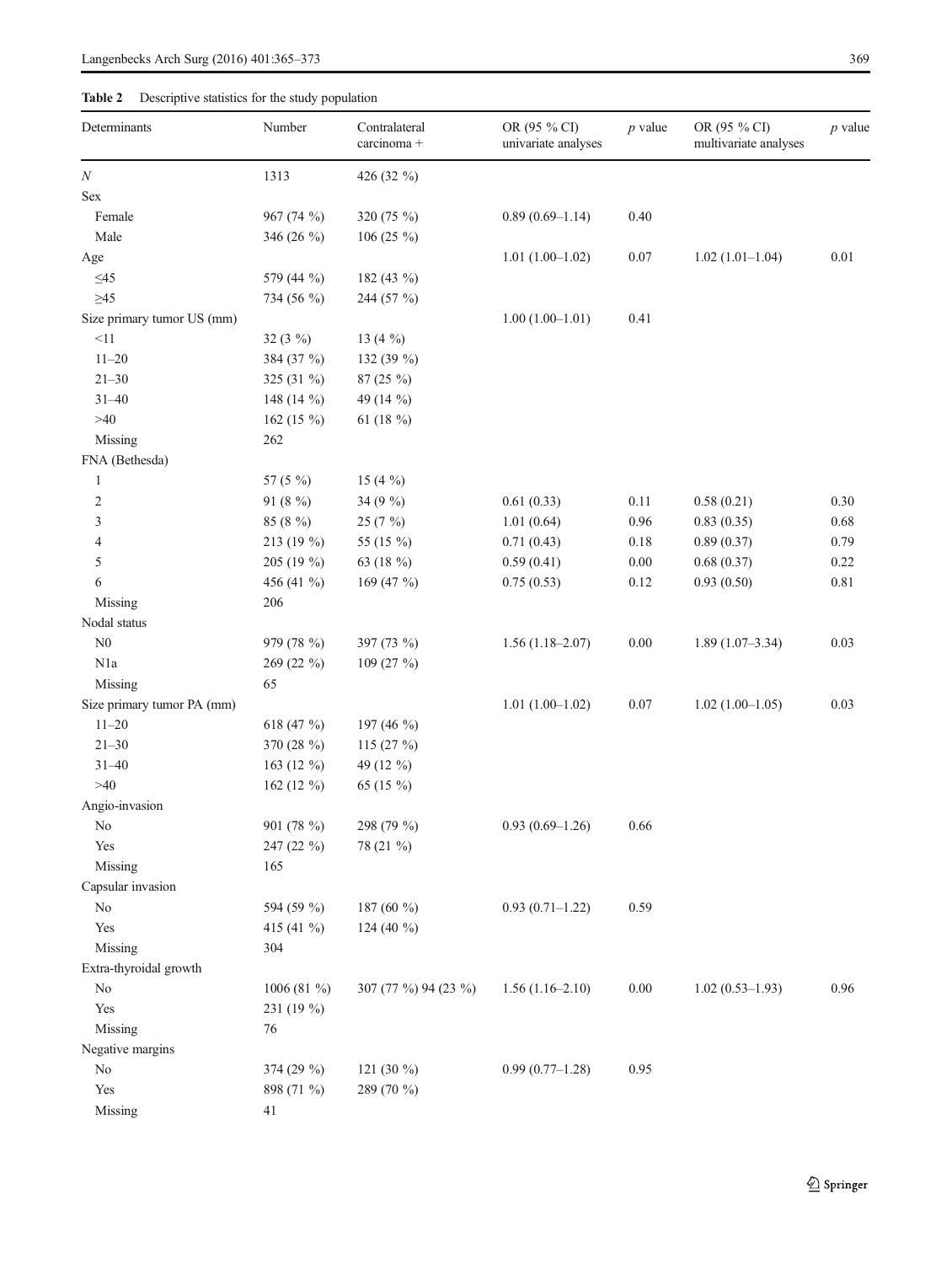**Table 2** Descriptive statistics for the study population

| Determinants | Number | Contralateral carcinoma + | OR (95 % CI) univariate analyses | $p$ value | OR (95 % CI) multivariate analyses | $p$ value |
|---|---|---|---|---|---|---|
| $N$ | 1313 | 426 (32 %) | | | | |
| Sex | | | | | | |
| Female | 967 (74 %) | 320 (75 %) | 0.89 (0.69–1.14) | 0.40 | | |
| Male | 346 (26 %) | 106 (25 %) | | | | |
| Age | | | 1.01 (1.00–1.02) | 0.07 | 1.02 (1.01–1.04) | 0.01 |
| ≤45 | 579 (44 %) | 182 (43 %) | | | | |
| ≥45 | 734 (56 %) | 244 (57 %) | | | | |
| Size primary tumor US (mm) | | | 1.00 (1.00–1.01) | 0.41 | | |
| <11 | 32 (3 %) | 13 (4 %) | | | | |
| 11–20 | 384 (37 %) | 132 (39 %) | | | | |
| 21–30 | 325 (31 %) | 87 (25 %) | | | | |
| 31–40 | 148 (14 %) | 49 (14 %) | | | | |
| >40 | 162 (15 %) | 61 (18 %) | | | | |
| Missing | 262 | | | | | |
| FNA (Bethesda) | | | | | | |
| 1 | 57 (5 %) | 15 (4 %) | | | | |
| 2 | 91 (8 %) | 34 (9 %) | 0.61 (0.33) | 0.11 | 0.58 (0.21) | 0.30 |
| 3 | 85 (8 %) | 25 (7 %) | 1.01 (0.64) | 0.96 | 0.83 (0.35) | 0.68 |
| 4 | 213 (19 %) | 55 (15 %) | 0.71 (0.43) | 0.18 | 0.89 (0.37) | 0.79 |
| 5 | 205 (19 %) | 63 (18 %) | 0.59 (0.41) | 0.00 | 0.68 (0.37) | 0.22 |
| 6 | 456 (41 %) | 169 (47 %) | 0.75 (0.53) | 0.12 | 0.93 (0.50) | 0.81 |
| Missing | 206 | | | | | |
| Nodal status | | | | | | |
| N0 | 979 (78 %) | 397 (73 %) | 1.56 (1.18–2.07) | 0.00 | 1.89 (1.07–3.34) | 0.03 |
| N1a | 269 (22 %) | 109 (27 %) | | | | |
| Missing | 65 | | | | | |
| Size primary tumor PA (mm) | | | 1.01 (1.00–1.02) | 0.07 | 1.02 (1.00–1.05) | 0.03 |
| 11–20 | 618 (47 %) | 197 (46 %) | | | | |
| 21–30 | 370 (28 %) | 115 (27 %) | | | | |
| 31–40 | 163 (12 %) | 49 (12 %) | | | | |
| >40 | 162 (12 %) | 65 (15 %) | | | | |
| Angio-invasion | | | | | | |
| No | 901 (78 %) | 298 (79 %) | 0.93 (0.69–1.26) | 0.66 | | |
| Yes | 247 (22 %) | 78 (21 %) | | | | |
| Missing | 165 | | | | | |
| Capsular invasion | | | | | | |
| No | 594 (59 %) | 187 (60 %) | 0.93 (0.71–1.22) | 0.59 | | |
| Yes | 415 (41 %) | 124 (40 %) | | | | |
| Missing | 304 | | | | | |
| Extra-thyroidal growth | | | | | | |
| No | 1006 (81 %) | 307 (77 %) 94 (23 %) | 1.56 (1.16–2.10) | 0.00 | 1.02 (0.53–1.93) | 0.96 |
| Yes | 231 (19 %) | | | | | |
| Missing | 76 | | | | | |
| Negative margins | | | | | | |
| No | 374 (29 %) | 121 (30 %) | 0.99 (0.77–1.28) | 0.95 | | |
| Yes | 898 (71 %) | 289 (70 %) | | | | |
| Missing | 41 | | | | | |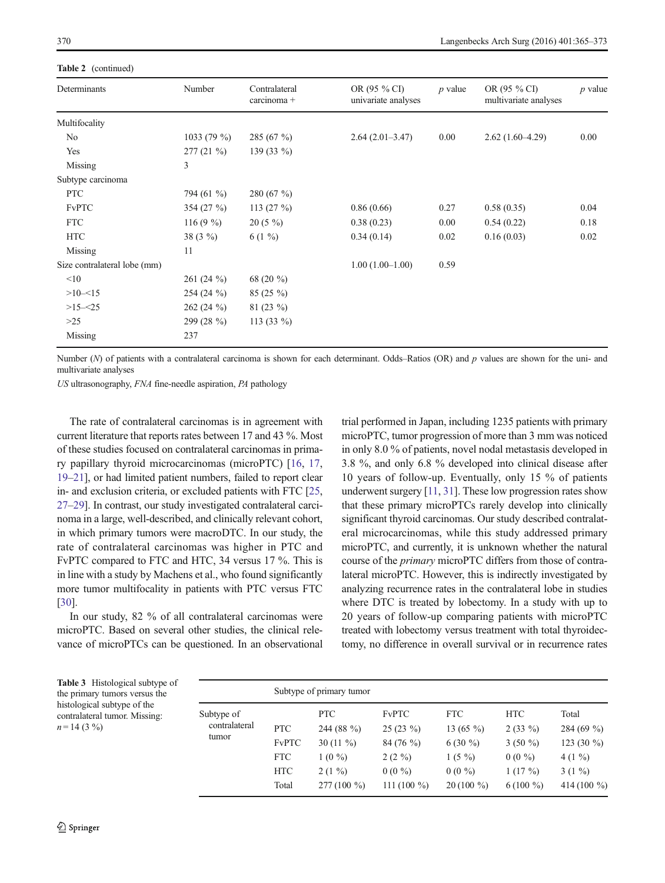**Table 2** (continued)

| Determinants | Number | Contralateral carcinoma + | OR (95 % CI) univariate analyses | *p* value | OR (95 % CI) multivariate analyses | *p* value |
|---|---|---|---|---|---|---|
| Multifocality | | | | | | |
| No | 1033 (79 %) | 285 (67 %) | 2.64 (2.01–3.47) | 0.00 | 2.62 (1.60–4.29) | 0.00 |
| Yes | 277 (21 %) | 139 (33 %) | | | | |
| Missing | 3 | | | | | |
| Subtype carcinoma | | | | | | |
| PTC | 794 (61 %) | 280 (67 %) | | | | |
| FvPTC | 354 (27 %) | 113 (27 %) | 0.86 (0.66) | 0.27 | 0.58 (0.35) | 0.04 |
| FTC | 116 (9 %) | 20 (5 %) | 0.38 (0.23) | 0.00 | 0.54 (0.22) | 0.18 |
| HTC | 38 (3 %) | 6 (1 %) | 0.34 (0.14) | 0.02 | 0.16 (0.03) | 0.02 |
| Missing | 11 | | | | | |
| Size contralateral lobe (mm) | | | 1.00 (1.00–1.00) | 0.59 | | |
| <10 | 261 (24 %) | 68 (20 %) | | | | |
| >10–<15 | 254 (24 %) | 85 (25 %) | | | | |
| >15–<25 | 262 (24 %) | 81 (23 %) | | | | |
| >25 | 299 (28 %) | 113 (33 %) | | | | |
| Missing | 237 | | | | | |

Number (*N*) of patients with a contralateral carcinoma is shown for each determinant. Odds–Ratios (OR) and *p* values are shown for the uni- and multivariate analyses

*US* ultrasonography, *FNA* fine-needle aspiration, *PA* pathology

The rate of contralateral carcinomas is in agreement with current literature that reports rates between 17 and 43 %. Most of these studies focused on contralateral carcinomas in primary papillary thyroid microcarcinomas (microPTC) [16, 17, 19–21], or had limited patient numbers, failed to report clear in- and exclusion criteria, or excluded patients with FTC [25, 27–29]. In contrast, our study investigated contralateral carcinoma in a large, well-described, and clinically relevant cohort, in which primary tumors were macroDTC. In our study, the rate of contralateral carcinomas was higher in PTC and FvPTC compared to FTC and HTC, 34 versus 17 %. This is in line with a study by Machens et al., who found significantly more tumor multifocality in patients with PTC versus FTC [30].

In our study, 82 % of all contralateral carcinomas were microPTC. Based on several other studies, the clinical relevance of microPTCs can be questioned. In an observational trial performed in Japan, including 1235 patients with primary microPTC, tumor progression of more than 3 mm was noticed in only 8.0 % of patients, novel nodal metastasis developed in 3.8 %, and only 6.8 % developed into clinical disease after 10 years of follow-up. Eventually, only 15 % of patients underwent surgery [11, 31]. These low progression rates show that these primary microPTCs rarely develop into clinically significant thyroid carcinomas. Our study described contralateral microcarcinomas, while this study addressed primary microPTC, and currently, it is unknown whether the natural course of the *primary* microPTC differs from those of contralateral microPTC. However, this is indirectly investigated by analyzing recurrence rates in the contralateral lobe in studies where DTC is treated by lobectomy. In a study with up to 20 years of follow-up comparing patients with microPTC treated with lobectomy versus treatment with total thyroidectomy, no difference in overall survival or in recurrence rates

**Table 3** Histological subtype of the primary tumors versus the histological subtype of the contralateral tumor. Missing: $n = 14$ (3 %)

| | | Subtype of primary tumor | | | | |
|---|---|---|---|---|---|---|
| Subtype of contralateral tumor | | PTC | FvPTC | FTC | HTC | Total |
| | PTC | 244 (88 %) | 25 (23 %) | 13 (65 %) | 2 (33 %) | 284 (69 %) |
| | FvPTC | 30 (11 %) | 84 (76 %) | 6 (30 %) | 3 (50 %) | 123 (30 %) |
| | FTC | 1 (0 %) | 2 (2 %) | 1 (5 %) | 0 (0 %) | 4 (1 %) |
| | HTC | 2 (1 %) | 0 (0 %) | 0 (0 %) | 1 (17 %) | 3 (1 %) |
| | Total | 277 (100 %) | 111 (100 %) | 20 (100 %) | 6 (100 %) | 414 (100 %) |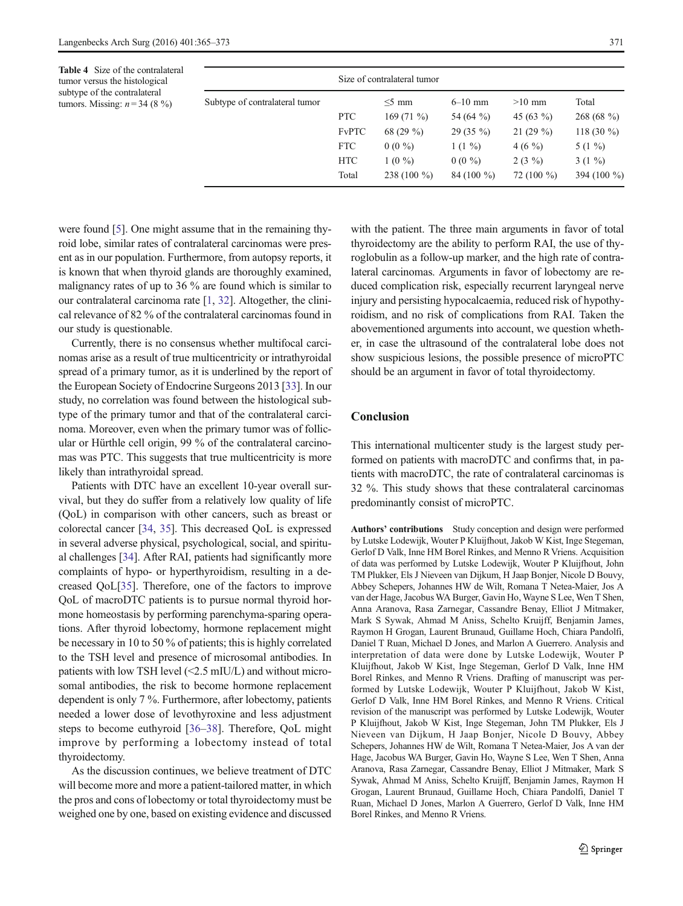Table 4 Size of the contralateral tumor versus the histological subtype of the contralateral tumors. Missing: $n = 34$ (8 %)

| | | Size of contralateral tumor | | | |
|---|---|---|---|---|---|
| Subtype of contralateral tumor | | ≤5 mm | 6–10 mm | >10 mm | Total |
| | PTC | 169 (71 %) | 54 (64 %) | 45 (63 %) | 268 (68 %) |
| | FvPTC | 68 (29 %) | 29 (35 %) | 21 (29 %) | 118 (30 %) |
| | FTC | 0 (0 %) | 1 (1 %) | 4 (6 %) | 5 (1 %) |
| | HTC | 1 (0 %) | 0 (0 %) | 2 (3 %) | 3 (1 %) |
| | Total | 238 (100 %) | 84 (100 %) | 72 (100 %) | 394 (100 %) |

were found [5]. One might assume that in the remaining thyroid lobe, similar rates of contralateral carcinomas were present as in our population. Furthermore, from autopsy reports, it is known that when thyroid glands are thoroughly examined, malignancy rates of up to 36 % are found which is similar to our contralateral carcinoma rate [1, 32]. Altogether, the clinical relevance of 82 % of the contralateral carcinomas found in our study is questionable.

Currently, there is no consensus whether multifocal carcinomas arise as a result of true multicentricity or intrathyroidal spread of a primary tumor, as it is underlined by the report of the European Society of Endocrine Surgeons 2013 [33]. In our study, no correlation was found between the histological subtype of the primary tumor and that of the contralateral carcinoma. Moreover, even when the primary tumor was of follicular or Hürthle cell origin, 99 % of the contralateral carcinomas was PTC. This suggests that true multicentricity is more likely than intrathyroidal spread.

Patients with DTC have an excellent 10-year overall survival, but they do suffer from a relatively low quality of life (QoL) in comparison with other cancers, such as breast or colorectal cancer [34, 35]. This decreased QoL is expressed in several adverse physical, psychological, social, and spiritual challenges [34]. After RAI, patients had significantly more complaints of hypo- or hyperthyroidism, resulting in a decreased QoL[35]. Therefore, one of the factors to improve QoL of macroDTC patients is to pursue normal thyroid hormone homeostasis by performing parenchyma-sparing operations. After thyroid lobectomy, hormone replacement might be necessary in 10 to 50 % of patients; this is highly correlated to the TSH level and presence of microsomal antibodies. In patients with low TSH level (<2.5 mIU/L) and without microsomal antibodies, the risk to become hormone replacement dependent is only 7 %. Furthermore, after lobectomy, patients needed a lower dose of levothyroxine and less adjustment steps to become euthyroid [36–38]. Therefore, QoL might improve by performing a lobectomy instead of total thyroidectomy.

As the discussion continues, we believe treatment of DTC will become more and more a patient-tailored matter, in which the pros and cons of lobectomy or total thyroidectomy must be weighed one by one, based on existing evidence and discussed with the patient. The three main arguments in favor of total thyroidectomy are the ability to perform RAI, the use of thyroglobulin as a follow-up marker, and the high rate of contralateral carcinomas. Arguments in favor of lobectomy are reduced complication risk, especially recurrent laryngeal nerve injury and persisting hypocalcaemia, reduced risk of hypothyroidism, and no risk of complications from RAI. Taken the abovementioned arguments into account, we question whether, in case the ultrasound of the contralateral lobe does not show suspicious lesions, the possible presence of microPTC should be an argument in favor of total thyroidectomy.

## Conclusion

This international multicenter study is the largest study performed on patients with macroDTC and confirms that, in patients with macroDTC, the rate of contralateral carcinomas is 32 %. This study shows that these contralateral carcinomas predominantly consist of microPTC.

**Authors' contributions** Study conception and design were performed by Lutske Lodewijk, Wouter P Kluijfhout, Jakob W Kist, Inge Stegeman, Gerlof D Valk, Inne HM Borel Rinkes, and Menno R Vriens. Acquisition of data was performed by Lutske Lodewijk, Wouter P Kluijfhout, John TM Plukker, Els J Nieveen van Dijkum, H Jaap Bonjer, Nicole D Bouvy, Abbey Schepers, Johannes HW de Wilt, Romana T Netea-Maier, Jos A van der Hage, Jacobus WA Burger, Gavin Ho, Wayne S Lee, Wen T Shen, Anna Aranova, Rasa Zarnegar, Cassandre Benay, Elliot J Mitmaker, Mark S Sywak, Ahmad M Aniss, Schelto Kruijff, Benjamin James, Raymon H Grogan, Laurent Brunaud, Guillame Hoch, Chiara Pandolfi, Daniel T Ruan, Michael D Jones, and Marlon A Guerrero. Analysis and interpretation of data were done by Lutske Lodewijk, Wouter P Kluijfhout, Jakob W Kist, Inge Stegeman, Gerlof D Valk, Inne HM Borel Rinkes, and Menno R Vriens. Drafting of manuscript was performed by Lutske Lodewijk, Wouter P Kluijfhout, Jakob W Kist, Gerlof D Valk, Inne HM Borel Rinkes, and Menno R Vriens. Critical revision of the manuscript was performed by Lutske Lodewijk, Wouter P Kluijfhout, Jakob W Kist, Inge Stegeman, John TM Plukker, Els J Nieveen van Dijkum, H Jaap Bonjer, Nicole D Bouvy, Abbey Schepers, Johannes HW de Wilt, Romana T Netea-Maier, Jos A van der Hage, Jacobus WA Burger, Gavin Ho, Wayne S Lee, Wen T Shen, Anna Aranova, Rasa Zarnegar, Cassandre Benay, Elliot J Mitmaker, Mark S Sywak, Ahmad M Aniss, Schelto Kruijff, Benjamin James, Raymon H Grogan, Laurent Brunaud, Guillame Hoch, Chiara Pandolfi, Daniel T Ruan, Michael D Jones, Marlon A Guerrero, Gerlof D Valk, Inne HM Borel Rinkes, and Menno R Vriens.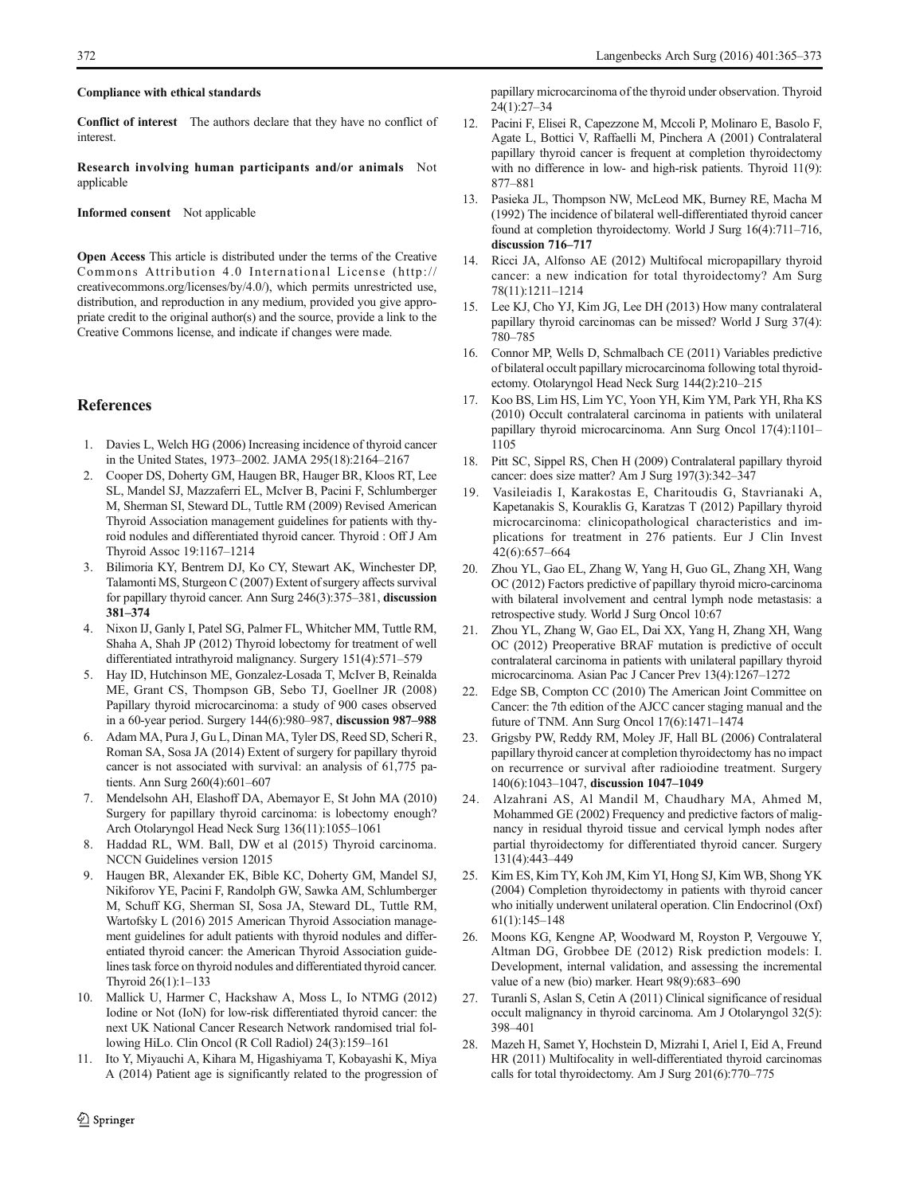**Compliance with ethical standards**

**Conflict of interest** The authors declare that they have no conflict of interest.

**Research involving human participants and/or animals** Not applicable

**Informed consent** Not applicable

**Open Access** This article is distributed under the terms of the Creative Commons Attribution 4.0 International License (http://creativecommons.org/licenses/by/4.0/), which permits unrestricted use, distribution, and reproduction in any medium, provided you give appropriate credit to the original author(s) and the source, provide a link to the Creative Commons license, and indicate if changes were made.

## References

1. Davies L, Welch HG (2006) Increasing incidence of thyroid cancer in the United States, 1973–2002. JAMA 295(18):2164–2167
2. Cooper DS, Doherty GM, Haugen BR, Hauger BR, Kloos RT, Lee SL, Mandel SJ, Mazzaferri EL, McIver B, Pacini F, Schlumberger M, Sherman SI, Steward DL, Tuttle RM (2009) Revised American Thyroid Association management guidelines for patients with thyroid nodules and differentiated thyroid cancer. Thyroid : Off J Am Thyroid Assoc 19:1167–1214
3. Bilimoria KY, Bentrem DJ, Ko CY, Stewart AK, Winchester DP, Talamonti MS, Sturgeon C (2007) Extent of surgery affects survival for papillary thyroid cancer. Ann Surg 246(3):375–381, **discussion 381–374**
4. Nixon IJ, Ganly I, Patel SG, Palmer FL, Whitcher MM, Tuttle RM, Shaha A, Shah JP (2012) Thyroid lobectomy for treatment of well differentiated intrathyroid malignancy. Surgery 151(4):571–579
5. Hay ID, Hutchinson ME, Gonzalez-Losada T, McIver B, Reinalda ME, Grant CS, Thompson GB, Sebo TJ, Goellner JR (2008) Papillary thyroid microcarcinoma: a study of 900 cases observed in a 60-year period. Surgery 144(6):980–987, **discussion 987–988**
6. Adam MA, Pura J, Gu L, Dinan MA, Tyler DS, Reed SD, Scheri R, Roman SA, Sosa JA (2014) Extent of surgery for papillary thyroid cancer is not associated with survival: an analysis of 61,775 patients. Ann Surg 260(4):601–607
7. Mendelsohn AH, Elashoff DA, Abemayor E, St John MA (2010) Surgery for papillary thyroid carcinoma: is lobectomy enough? Arch Otolaryngol Head Neck Surg 136(11):1055–1061
8. Haddad RL, WM. Ball, DW et al (2015) Thyroid carcinoma. NCCN Guidelines version 12015
9. Haugen BR, Alexander EK, Bible KC, Doherty GM, Mandel SJ, Nikiforov YE, Pacini F, Randolph GW, Sawka AM, Schlumberger M, Schuff KG, Sherman SI, Sosa JA, Steward DL, Tuttle RM, Wartofsky L (2016) 2015 American Thyroid Association management guidelines for adult patients with thyroid nodules and differentiated thyroid cancer: the American Thyroid Association guidelines task force on thyroid nodules and differentiated thyroid cancer. Thyroid 26(1):1–133
10. Mallick U, Harmer C, Hackshaw A, Moss L, Io NTMG (2012) Iodine or Not (IoN) for low-risk differentiated thyroid cancer: the next UK National Cancer Research Network randomised trial following HiLo. Clin Oncol (R Coll Radiol) 24(3):159–161
11. Ito Y, Miyauchi A, Kihara M, Higashiyama T, Kobayashi K, Miya A (2014) Patient age is significantly related to the progression of papillary microcarcinoma of the thyroid under observation. Thyroid 24(1):27–34
12. Pacini F, Elisei R, Capezzone M, Mccoli P, Molinaro E, Basolo F, Agate L, Bottici V, Raffaelli M, Pinchera A (2001) Contralateral papillary thyroid cancer is frequent at completion thyroidectomy with no difference in low- and high-risk patients. Thyroid 11(9): 877–881
13. Pasieka JL, Thompson NW, McLeod MK, Burney RE, Macha M (1992) The incidence of bilateral well-differentiated thyroid cancer found at completion thyroidectomy. World J Surg 16(4):711–716, **discussion 716–717**
14. Ricci JA, Alfonso AE (2012) Multifocal micropapillary thyroid cancer: a new indication for total thyroidectomy? Am Surg 78(11):1211–1214
15. Lee KJ, Cho YJ, Kim JG, Lee DH (2013) How many contralateral papillary thyroid carcinomas can be missed? World J Surg 37(4): 780–785
16. Connor MP, Wells D, Schmalbach CE (2011) Variables predictive of bilateral occult papillary microcarcinoma following total thyroidectomy. Otolaryngol Head Neck Surg 144(2):210–215
17. Koo BS, Lim HS, Lim YC, Yoon YH, Kim YM, Park YH, Rha KS (2010) Occult contralateral carcinoma in patients with unilateral papillary thyroid microcarcinoma. Ann Surg Oncol 17(4):1101–1105
18. Pitt SC, Sippel RS, Chen H (2009) Contralateral papillary thyroid cancer: does size matter? Am J Surg 197(3):342–347
19. Vasileiadis I, Karakostas E, Charitoudis G, Stavrianaki A, Kapetanakis S, Kouraklis G, Karatzas T (2012) Papillary thyroid microcarcinoma: clinicopathological characteristics and implications for treatment in 276 patients. Eur J Clin Invest 42(6):657–664
20. Zhou YL, Gao EL, Zhang W, Yang H, Guo GL, Zhang XH, Wang OC (2012) Factors predictive of papillary thyroid micro-carcinoma with bilateral involvement and central lymph node metastasis: a retrospective study. World J Surg Oncol 10:67
21. Zhou YL, Zhang W, Gao EL, Dai XX, Yang H, Zhang XH, Wang OC (2012) Preoperative BRAF mutation is predictive of occult contralateral carcinoma in patients with unilateral papillary thyroid microcarcinoma. Asian Pac J Cancer Prev 13(4):1267–1272
22. Edge SB, Compton CC (2010) The American Joint Committee on Cancer: the 7th edition of the AJCC cancer staging manual and the future of TNM. Ann Surg Oncol 17(6):1471–1474
23. Grigsby PW, Reddy RM, Moley JF, Hall BL (2006) Contralateral papillary thyroid cancer at completion thyroidectomy has no impact on recurrence or survival after radioiodine treatment. Surgery 140(6):1043–1047, **discussion 1047–1049**
24. Alzahrani AS, Al Mandil M, Chaudhary MA, Ahmed M, Mohammed GE (2002) Frequency and predictive factors of malignancy in residual thyroid tissue and cervical lymph nodes after partial thyroidectomy for differentiated thyroid cancer. Surgery 131(4):443–449
25. Kim ES, Kim TY, Koh JM, Kim YI, Hong SJ, Kim WB, Shong YK (2004) Completion thyroidectomy in patients with thyroid cancer who initially underwent unilateral operation. Clin Endocrinol (Oxf) 61(1):145–148
26. Moons KG, Kengne AP, Woodward M, Royston P, Vergouwe Y, Altman DG, Grobbee DE (2012) Risk prediction models: I. Development, internal validation, and assessing the incremental value of a new (bio) marker. Heart 98(9):683–690
27. Turanli S, Aslan S, Cetin A (2011) Clinical significance of residual occult malignancy in thyroid carcinoma. Am J Otolaryngol 32(5): 398–401
28. Mazeh H, Samet Y, Hochstein D, Mizrahi I, Ariel I, Eid A, Freund HR (2011) Multifocality in well-differentiated thyroid carcinomas calls for total thyroidectomy. Am J Surg 201(6):770–775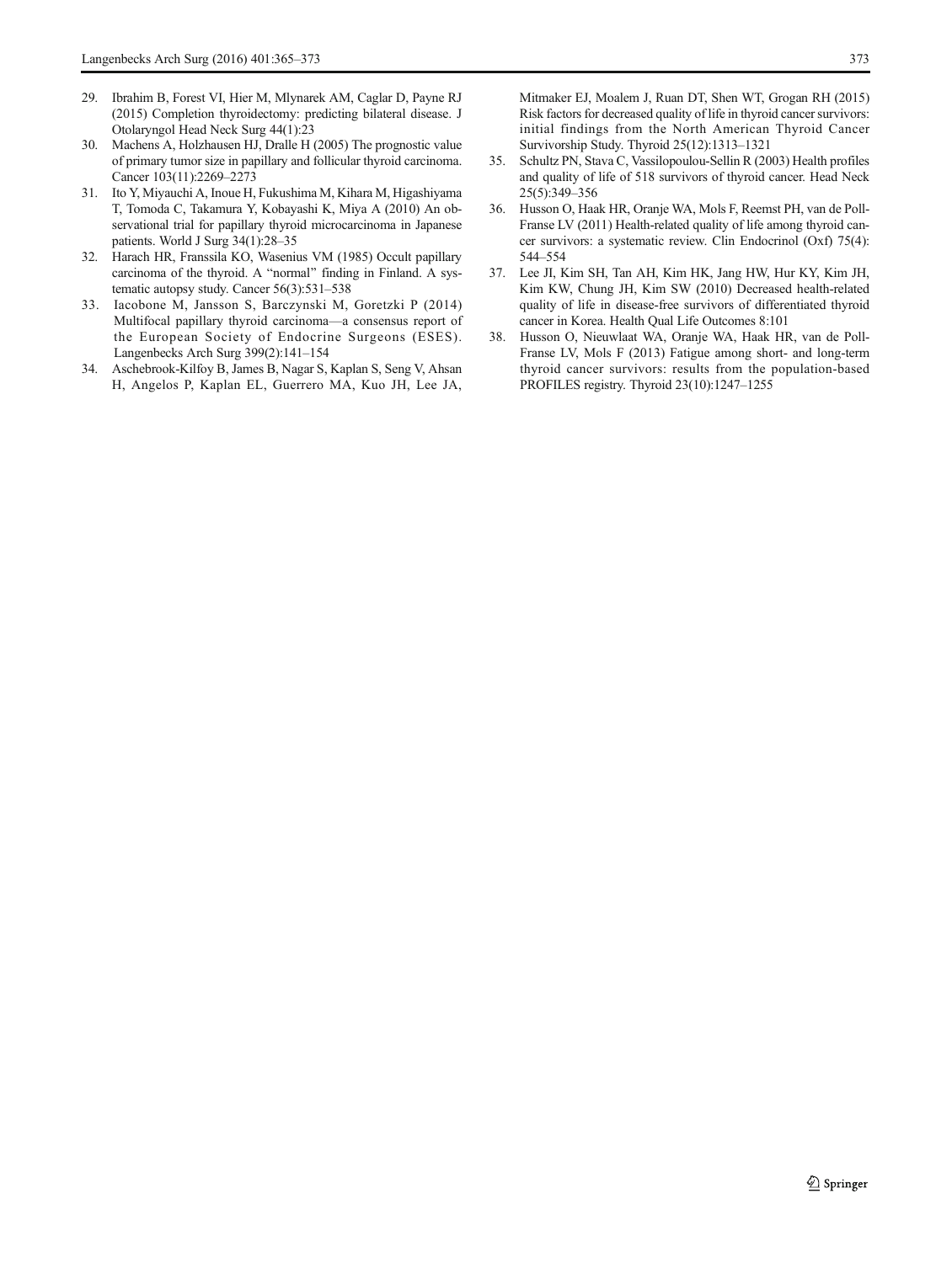29. Ibrahim B, Forest VI, Hier M, Mlynarek AM, Caglar D, Payne RJ (2015) Completion thyroidectomy: predicting bilateral disease. J Otolaryngol Head Neck Surg 44(1):23
30. Machens A, Holzhausen HJ, Dralle H (2005) The prognostic value of primary tumor size in papillary and follicular thyroid carcinoma. Cancer 103(11):2269–2273
31. Ito Y, Miyauchi A, Inoue H, Fukushima M, Kihara M, Higashiyama T, Tomoda C, Takamura Y, Kobayashi K, Miya A (2010) An observational trial for papillary thyroid microcarcinoma in Japanese patients. World J Surg 34(1):28–35
32. Harach HR, Franssila KO, Wasenius VM (1985) Occult papillary carcinoma of the thyroid. A "normal" finding in Finland. A systematic autopsy study. Cancer 56(3):531–538
33. Iacobone M, Jansson S, Barczynski M, Goretzki P (2014) Multifocal papillary thyroid carcinoma—a consensus report of the European Society of Endocrine Surgeons (ESES). Langenbecks Arch Surg 399(2):141–154
34. Aschebrook-Kilfoy B, James B, Nagar S, Kaplan S, Seng V, Ahsan H, Angelos P, Kaplan EL, Guerrero MA, Kuo JH, Lee JA, Mitmaker EJ, Moalem J, Ruan DT, Shen WT, Grogan RH (2015) Risk factors for decreased quality of life in thyroid cancer survivors: initial findings from the North American Thyroid Cancer Survivorship Study. Thyroid 25(12):1313–1321
35. Schultz PN, Stava C, Vassilopoulou-Sellin R (2003) Health profiles and quality of life of 518 survivors of thyroid cancer. Head Neck 25(5):349–356
36. Husson O, Haak HR, Oranje WA, Mols F, Reemst PH, van de Poll-Franse LV (2011) Health-related quality of life among thyroid cancer survivors: a systematic review. Clin Endocrinol (Oxf) 75(4): 544–554
37. Lee JI, Kim SH, Tan AH, Kim HK, Jang HW, Hur KY, Kim JH, Kim KW, Chung JH, Kim SW (2010) Decreased health-related quality of life in disease-free survivors of differentiated thyroid cancer in Korea. Health Qual Life Outcomes 8:101
38. Husson O, Nieuwlaat WA, Oranje WA, Haak HR, van de Poll-Franse LV, Mols F (2013) Fatigue among short- and long-term thyroid cancer survivors: results from the population-based PROFILES registry. Thyroid 23(10):1247–1255